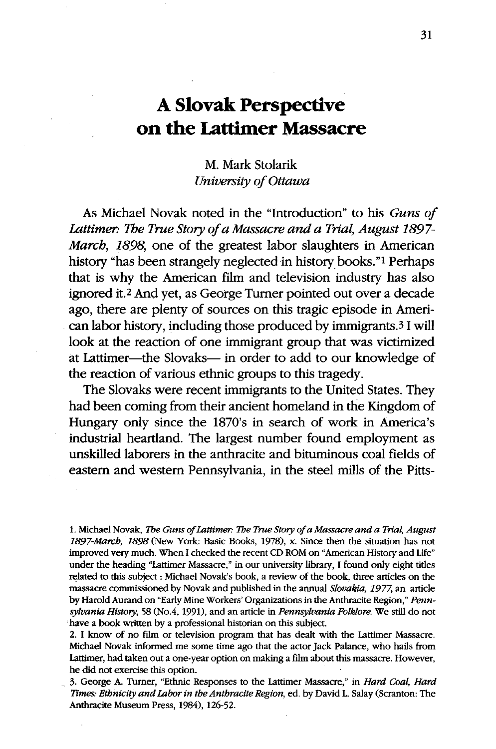# A Slovak Perspective on the Lattimer Massacre

M. Mark Stolarik
*University of Ottawa*

As Michael Novak noted in the "Introduction" to his *Guns of Lattimer: The True Story of a Massacre and a Trial, August 1897-March, 1898*, one of the greatest labor slaughters in American history "has been strangely neglected in history books."[1] Perhaps that is why the American film and television industry has also ignored it.[2] And yet, as George Turner pointed out over a decade ago, there are plenty of sources on this tragic episode in American labor history, including those produced by immigrants.[3] I will look at the reaction of one immigrant group that was victimized at Lattimer—the Slovaks— in order to add to our knowledge of the reaction of various ethnic groups to this tragedy.

The Slovaks were recent immigrants to the United States. They had been coming from their ancient homeland in the Kingdom of Hungary only since the 1870's in search of work in America's industrial heartland. The largest number found employment as unskilled laborers in the anthracite and bituminous coal fields of eastern and western Pennsylvania, in the steel mills of the Pitts-

---

1. Michael Novak, *The Guns of Lattimer: The True Story of a Massacre and a Trial, August 1897-March, 1898* (New York: Basic Books, 1978), x. Since then the situation has not improved very much. When I checked the recent CD ROM on "American History and Life" under the heading "Lattimer Massacre," in our university library, I found only eight titles related to this subject : Michael Novak's book, a review of the book, three articles on the massacre commissioned by Novak and published in the annual *Slovakia, 1977*, an article by Harold Aurand on "Early Mine Workers' Organizations in the Anthracite Region," *Pennsylvania History*, 58 (No.4, 1991), and an article in *Pennsylvania Folklore*. We still do not have a book written by a professional historian on this subject.

2. I know of no film or television program that has dealt with the Lattimer Massacre. Michael Novak informed me some time ago that the actor Jack Palance, who hails from Lattimer, had taken out a one-year option on making a film about this massacre. However, he did not exercise this option.

3. George A. Turner, "Ethnic Responses to the Lattimer Massacre," in *Hard Coal, Hard Times: Ethnicity and Labor in the Anthracite Region*, ed. by David L. Salay (Scranton: The Anthracite Museum Press, 1984), 126-52.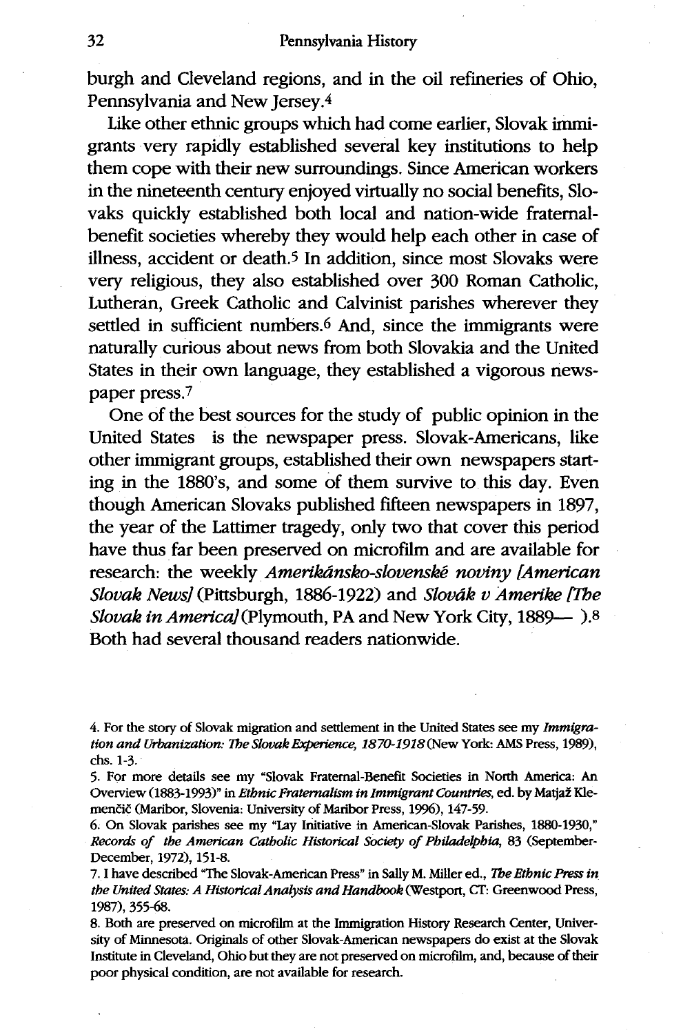burgh and Cleveland regions, and in the oil refineries of Ohio, Pennsylvania and New Jersey.[4]

Like other ethnic groups which had come earlier, Slovak immigrants very rapidly established several key institutions to help them cope with their new surroundings. Since American workers in the nineteenth century enjoyed virtually no social benefits, Slovaks quickly established both local and nation-wide fraternal-benefit societies whereby they would help each other in case of illness, accident or death.[5] In addition, since most Slovaks were very religious, they also established over 300 Roman Catholic, Lutheran, Greek Catholic and Calvinist parishes wherever they settled in sufficient numbers.[6] And, since the immigrants were naturally curious about news from both Slovakia and the United States in their own language, they established a vigorous newspaper press.[7]

One of the best sources for the study of public opinion in the United States is the newspaper press. Slovak-Americans, like other immigrant groups, established their own newspapers starting in the 1880's, and some of them survive to this day. Even though American Slovaks published fifteen newspapers in 1897, the year of the Lattimer tragedy, only two that cover this period have thus far been preserved on microfilm and are available for research: the weekly ***Amerikánsko-slovenské noviny [American Slovak News]*** (Pittsburgh, 1886-1922) and ***Slovák v Amerike [The Slovak in America]*** (Plymouth, PA and New York City, 1889— ).[8] Both had several thousand readers nationwide.

4. For the story of Slovak migration and settlement in the United States see my *Immigration and Urbanization: The Slovak Experience, 1870-1918* (New York: AMS Press, 1989), chs. 1-3.

5. For more details see my "Slovak Fraternal-Benefit Societies in North America: An Overview (1883-1993)" in *Ethnic Fraternalism in Immigrant Countries*, ed. by Matjaž Klemenčič (Maribor, Slovenia: University of Maribor Press, 1996), 147-59.

6. On Slovak parishes see my "Lay Initiative in American-Slovak Parishes, 1880-1930," *Records of the American Catholic Historical Society of Philadelphia*, 83 (September-December, 1972), 151-8.

7. I have described "The Slovak-American Press" in Sally M. Miller ed., *The Ethnic Press in the United States: A Historical Analysis and Handbook* (Westport, CT: Greenwood Press, 1987), 355-68.

8. Both are preserved on microfilm at the Immigration History Research Center, University of Minnesota. Originals of other Slovak-American newspapers do exist at the Slovak Institute in Cleveland, Ohio but they are not preserved on microfilm, and, because of their poor physical condition, are not available for research.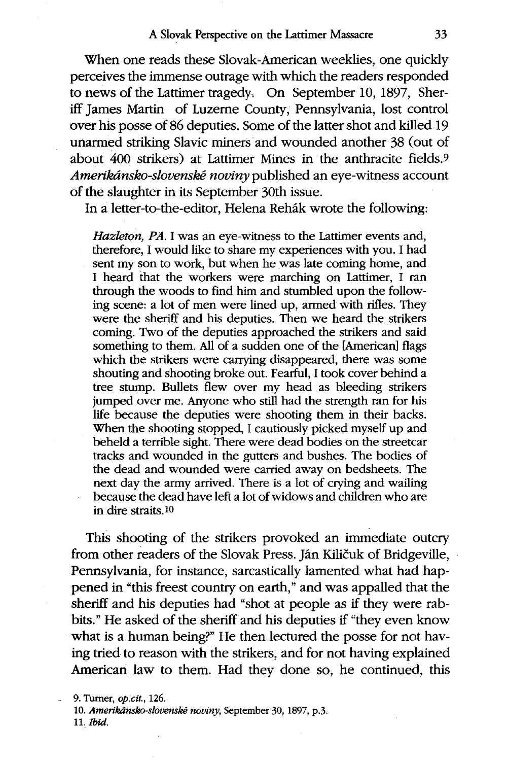When one reads these Slovak-American weeklies, one quickly perceives the immense outrage with which the readers responded to news of the Lattimer tragedy. On September 10, 1897, Sheriff James Martin of Luzerne County, Pennsylvania, lost control over his posse of 86 deputies. Some of the latter shot and killed 19 unarmed striking Slavic miners and wounded another 38 (out of about 400 strikers) at Lattimer Mines in the anthracite fields.[9] *Amerikánsko-slovenské noviny* published an eye-witness account of the slaughter in its September 30th issue.

In a letter-to-the-editor, Helena Rehák wrote the following:

> *Hazleton, PA.* I was an eye-witness to the Lattimer events and, therefore, I would like to share my experiences with you. I had sent my son to work, but when he was late coming home, and I heard that the workers were marching on Lattimer, I ran through the woods to find him and stumbled upon the following scene: a lot of men were lined up, armed with rifles. They were the sheriff and his deputies. Then we heard the strikers coming. Two of the deputies approached the strikers and said something to them. All of a sudden one of the [American] flags which the strikers were carrying disappeared, there was some shouting and shooting broke out. Fearful, I took cover behind a tree stump. Bullets flew over my head as bleeding strikers jumped over me. Anyone who still had the strength ran for his life because the deputies were shooting them in their backs. When the shooting stopped, I cautiously picked myself up and beheld a terrible sight. There were dead bodies on the streetcar tracks and wounded in the gutters and bushes. The bodies of the dead and wounded were carried away on bedsheets. The next day the army arrived. There is a lot of crying and wailing because the dead have left a lot of widows and children who are in dire straits.[10]

This shooting of the strikers provoked an immediate outcry from other readers of the Slovak Press. Ján Kiličuk of Bridgeville, Pennsylvania, for instance, sarcastically lamented what had happened in "this freest country on earth," and was appalled that the sheriff and his deputies had "shot at people as if they were rabbits." He asked of the sheriff and his deputies if "they even know what is a human being?" He then lectured the posse for not having tried to reason with the strikers, and for not having explained American law to them. Had they done so, he continued, this

9. Turner, *op.cit.*, 126.

10. *Amerikánsko-slovenské noviny*, September 30, 1897, p.3.

11. *Ibid.*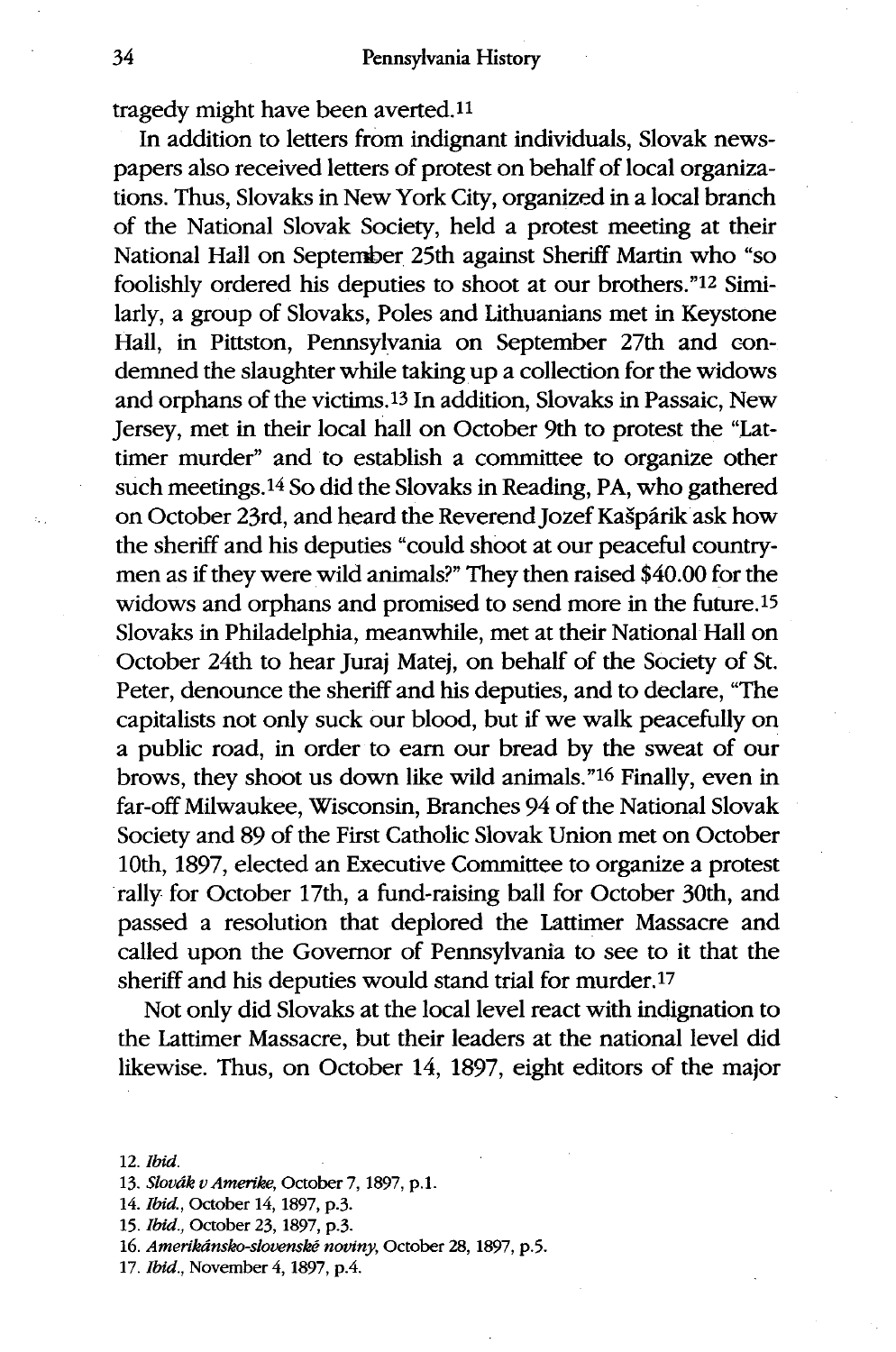tragedy might have been averted.[11]

In addition to letters from indignant individuals, Slovak newspapers also received letters of protest on behalf of local organizations. Thus, Slovaks in New York City, organized in a local branch of the National Slovak Society, held a protest meeting at their National Hall on September 25th against Sheriff Martin who "so foolishly ordered his deputies to shoot at our brothers."[12] Similarly, a group of Slovaks, Poles and Lithuanians met in Keystone Hall, in Pittston, Pennsylvania on September 27th and condemned the slaughter while taking up a collection for the widows and orphans of the victims.[13] In addition, Slovaks in Passaic, New Jersey, met in their local hall on October 9th to protest the "Lattimer murder" and to establish a committee to organize other such meetings.[14] So did the Slovaks in Reading, PA, who gathered on October 23rd, and heard the Reverend Jozef Kašpárik ask how the sheriff and his deputies "could shoot at our peaceful countrymen as if they were wild animals?" They then raised $40.00 for the widows and orphans and promised to send more in the future.[15] Slovaks in Philadelphia, meanwhile, met at their National Hall on October 24th to hear Juraj Matej, on behalf of the Society of St. Peter, denounce the sheriff and his deputies, and to declare, "The capitalists not only suck our blood, but if we walk peacefully on a public road, in order to earn our bread by the sweat of our brows, they shoot us down like wild animals."[16] Finally, even in far-off Milwaukee, Wisconsin, Branches 94 of the National Slovak Society and 89 of the First Catholic Slovak Union met on October 10th, 1897, elected an Executive Committee to organize a protest rally for October 17th, a fund-raising ball for October 30th, and passed a resolution that deplored the Lattimer Massacre and called upon the Governor of Pennsylvania to see to it that the sheriff and his deputies would stand trial for murder.[17]

Not only did Slovaks at the local level react with indignation to the Lattimer Massacre, but their leaders at the national level did likewise. Thus, on October 14, 1897, eight editors of the major

12. *Ibid.*
13. *Slovák v Amerike*, October 7, 1897, p.1.
14. *Ibid.*, October 14, 1897, p.3.
15. *Ibid.*, October 23, 1897, p.3.
16. *Amerikánsko-slovenské noviny*, October 28, 1897, p.5.
17. *Ibid.*, November 4, 1897, p.4.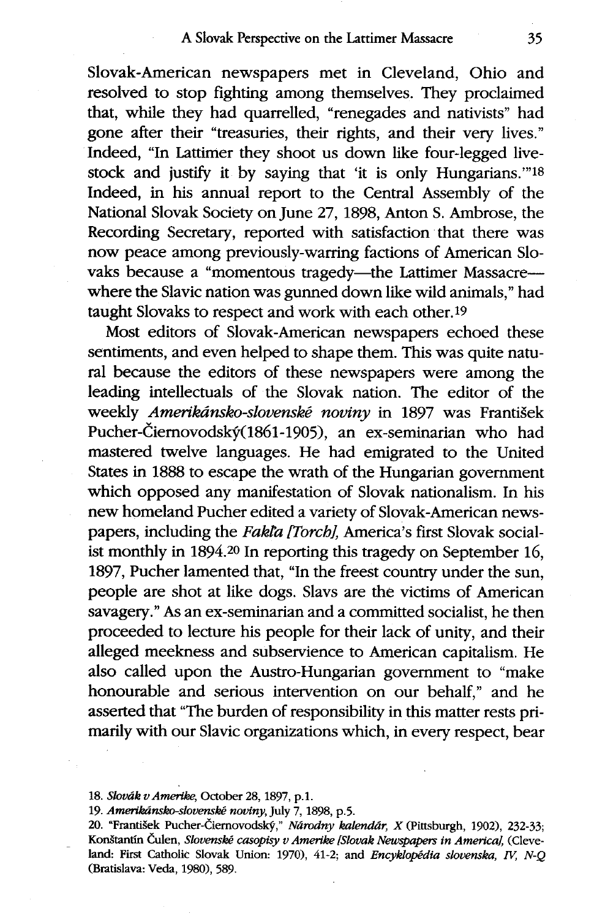Slovak-American newspapers met in Cleveland, Ohio and resolved to stop fighting among themselves. They proclaimed that, while they had quarrelled, "renegades and nativists" had gone after their "treasuries, their rights, and their very lives." Indeed, "In Lattimer they shoot us down like four-legged livestock and justify it by saying that 'it is only Hungarians.'"[18] Indeed, in his annual report to the Central Assembly of the National Slovak Society on June 27, 1898, Anton S. Ambrose, the Recording Secretary, reported with satisfaction that there was now peace among previously-warring factions of American Slovaks because a "momentous tragedy—the Lattimer Massacre—where the Slavic nation was gunned down like wild animals," had taught Slovaks to respect and work with each other.[19]

Most editors of Slovak-American newspapers echoed these sentiments, and even helped to shape them. This was quite natural because the editors of these newspapers were among the leading intellectuals of the Slovak nation. The editor of the weekly *Amerikánsko-slovenské noviny* in 1897 was František Pucher-Čiernovodský(1861-1905), an ex-seminarian who had mastered twelve languages. He had emigrated to the United States in 1888 to escape the wrath of the Hungarian government which opposed any manifestation of Slovak nationalism. In his new homeland Pucher edited a variety of Slovak-American newspapers, including the *Fakľa [Torch]*, America's first Slovak socialist monthly in 1894.[20] In reporting this tragedy on September 16, 1897, Pucher lamented that, "In the freest country under the sun, people are shot at like dogs. Slavs are the victims of American savagery." As an ex-seminarian and a committed socialist, he then proceeded to lecture his people for their lack of unity, and their alleged meekness and subservience to American capitalism. He also called upon the Austro-Hungarian government to "make honourable and serious intervention on our behalf," and he asserted that "The burden of responsibility in this matter rests primarily with our Slavic organizations which, in every respect, bear

18. *Slovák v Amerike*, October 28, 1897, p.1.

19. *Amerikánsko-slovenské noviny*, July 7, 1898, p.5.

20. "František Pucher-Čiernovodský," *Národny kalendár, X* (Pittsburgh, 1902), 232-33; Konštantín Čulen, *Slovenské casopisy v Amerike [Slovak Newspapers in America]*, (Cleveland: First Catholic Slovak Union: 1970), 41-2; and *Encyklopédia slovenska, IV, N-Q* (Bratislava: Veda, 1980), 589.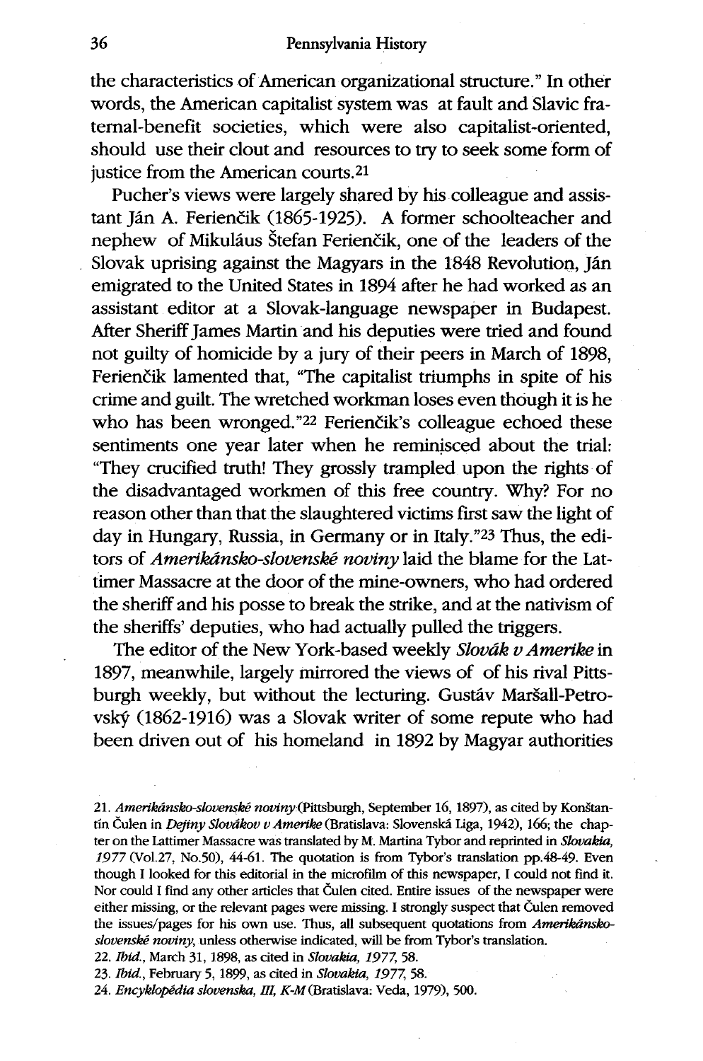the characteristics of American organizational structure." In other words, the American capitalist system was at fault and Slavic fraternal-benefit societies, which were also capitalist-oriented, should use their clout and resources to try to seek some form of justice from the American courts.[21]

Pucher's views were largely shared by his colleague and assistant Ján A. Ferienčik (1865-1925). A former schoolteacher and nephew of Mikuláus Štefan Ferienčik, one of the leaders of the Slovak uprising against the Magyars in the 1848 Revolution, Ján emigrated to the United States in 1894 after he had worked as an assistant editor at a Slovak-language newspaper in Budapest. After Sheriff James Martin and his deputies were tried and found not guilty of homicide by a jury of their peers in March of 1898, Ferienčik lamented that, "The capitalist triumphs in spite of his crime and guilt. The wretched workman loses even though it is he who has been wronged."[22] Ferienčik's colleague echoed these sentiments one year later when he reminisced about the trial: "They crucified truth! They grossly trampled upon the rights of the disadvantaged workmen of this free country. Why? For no reason other than that the slaughtered victims first saw the light of day in Hungary, Russia, in Germany or in Italy."[23] Thus, the editors of *Amerikánsko-slovenské noviny* laid the blame for the Lattimer Massacre at the door of the mine-owners, who had ordered the sheriff and his posse to break the strike, and at the nativism of the sheriffs' deputies, who had actually pulled the triggers.

The editor of the New York-based weekly *Slovák v Amerike* in 1897, meanwhile, largely mirrored the views of of his rival Pittsburgh weekly, but without the lecturing. Gustáv Maršall-Petrovský (1862-1916) was a Slovak writer of some repute who had been driven out of his homeland in 1892 by Magyar authorities

21. *Amerikánsko-slovenské noviny* (Pittsburgh, September 16, 1897), as cited by Konštantín Čulen in *Dejiny Slovákov v Amerike* (Bratislava: Slovenská Liga, 1942), 166; the chapter on the Lattimer Massacre was translated by M. Martina Tybor and reprinted in *Slovakia, 1977* (Vol.27, No.50), 44-61. The quotation is from Tybor's translation pp.48-49. Even though I looked for this editorial in the microfilm of this newspaper, I could not find it. Nor could I find any other articles that Čulen cited. Entire issues of the newspaper were either missing, or the relevant pages were missing. I strongly suspect that Čulen removed the issues/pages for his own use. Thus, all subsequent quotations from *Amerikánsko-slovenské noviny*, unless otherwise indicated, will be from Tybor's translation.

22. *Ibid.*, March 31, 1898, as cited in *Slovakia, 1977*, 58.

23. *Ibid.*, February 5, 1899, as cited in *Slovakia, 1977*, 58.

24. *Encyklopédia slovenska, III, K-M* (Bratislava: Veda, 1979), 500.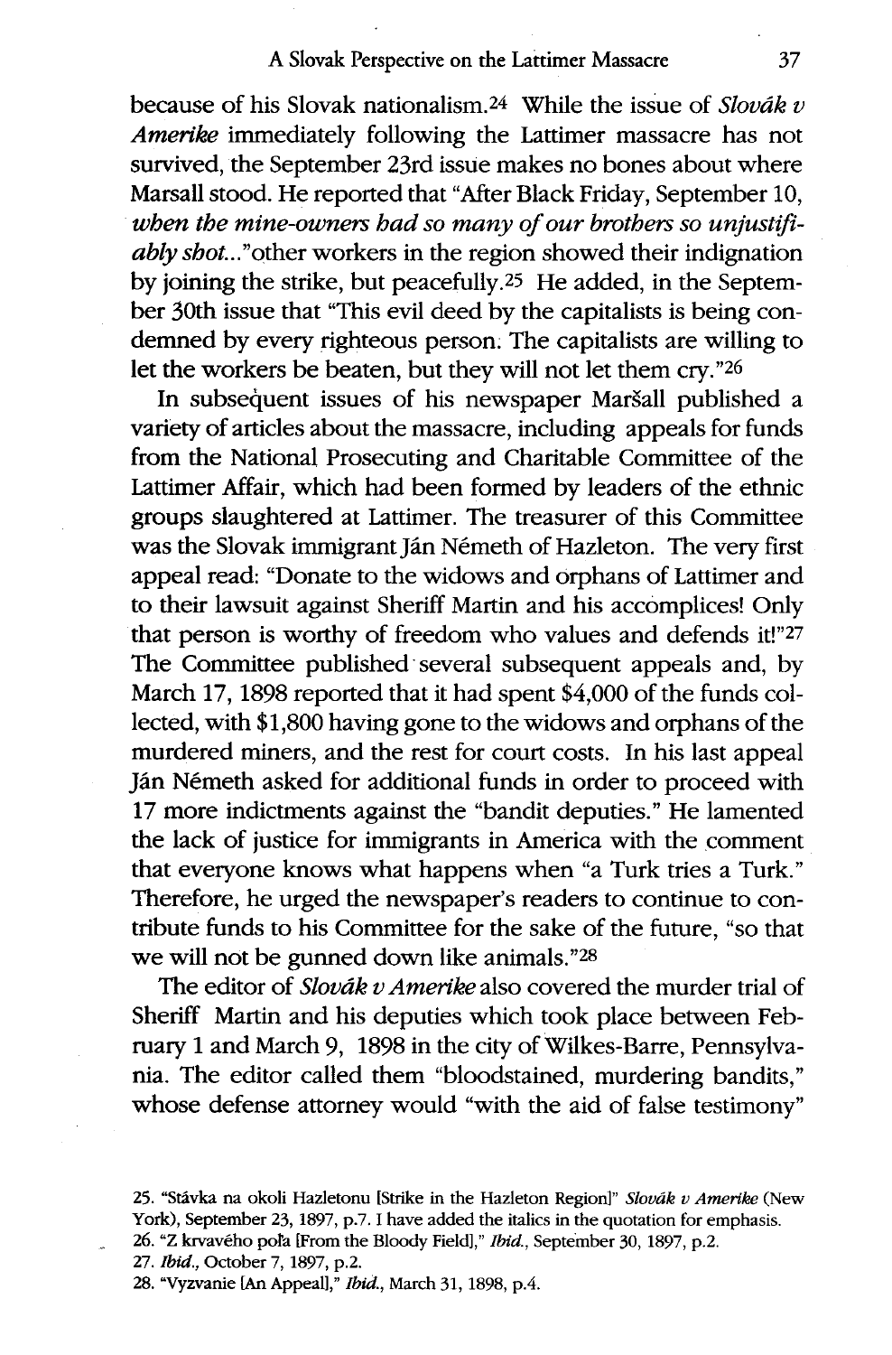because of his Slovak nationalism.[24] While the issue of *Slovák v Amerike* immediately following the Lattimer massacre has not survived, the September 23rd issue makes no bones about where Marsall stood. He reported that "After Black Friday, September 10, ***when the mine-owners had so many of our brothers so unjustifiably shot...***"other workers in the region showed their indignation by joining the strike, but peacefully.[25] He added, in the September 30th issue that "This evil deed by the capitalists is being condemned by every righteous person. The capitalists are willing to let the workers be beaten, but they will not let them cry."[26]

In subsequent issues of his newspaper Maršall published a variety of articles about the massacre, including appeals for funds from the National Prosecuting and Charitable Committee of the Lattimer Affair, which had been formed by leaders of the ethnic groups slaughtered at Lattimer. The treasurer of this Committee was the Slovak immigrant Ján Németh of Hazleton. The very first appeal read: "Donate to the widows and orphans of Lattimer and to their lawsuit against Sheriff Martin and his accomplices! Only that person is worthy of freedom who values and defends it!"[27] The Committee published several subsequent appeals and, by March 17, 1898 reported that it had spent $4,000 of the funds collected, with $1,800 having gone to the widows and orphans of the murdered miners, and the rest for court costs. In his last appeal Ján Németh asked for additional funds in order to proceed with 17 more indictments against the "bandit deputies." He lamented the lack of justice for immigrants in America with the comment that everyone knows what happens when "a Turk tries a Turk." Therefore, he urged the newspaper's readers to continue to contribute funds to his Committee for the sake of the future, "so that we will not be gunned down like animals."[28]

The editor of *Slovák v Amerike* also covered the murder trial of Sheriff Martin and his deputies which took place between February 1 and March 9, 1898 in the city of Wilkes-Barre, Pennsylvania. The editor called them "bloodstained, murdering bandits," whose defense attorney would "with the aid of false testimony"

25. "Stávka na okoli Hazletonu [Strike in the Hazleton Region]" *Slovák v Amerike* (New York), September 23, 1897, p.7. I have added the italics in the quotation for emphasis.

26. "Z krvavého poľa [From the Bloody Field]," *Ibid.*, September 30, 1897, p.2.

27. *Ibid.*, October 7, 1897, p.2.

28. "Vyzvanie [An Appeal]," *Ibid.*, March 31, 1898, p.4.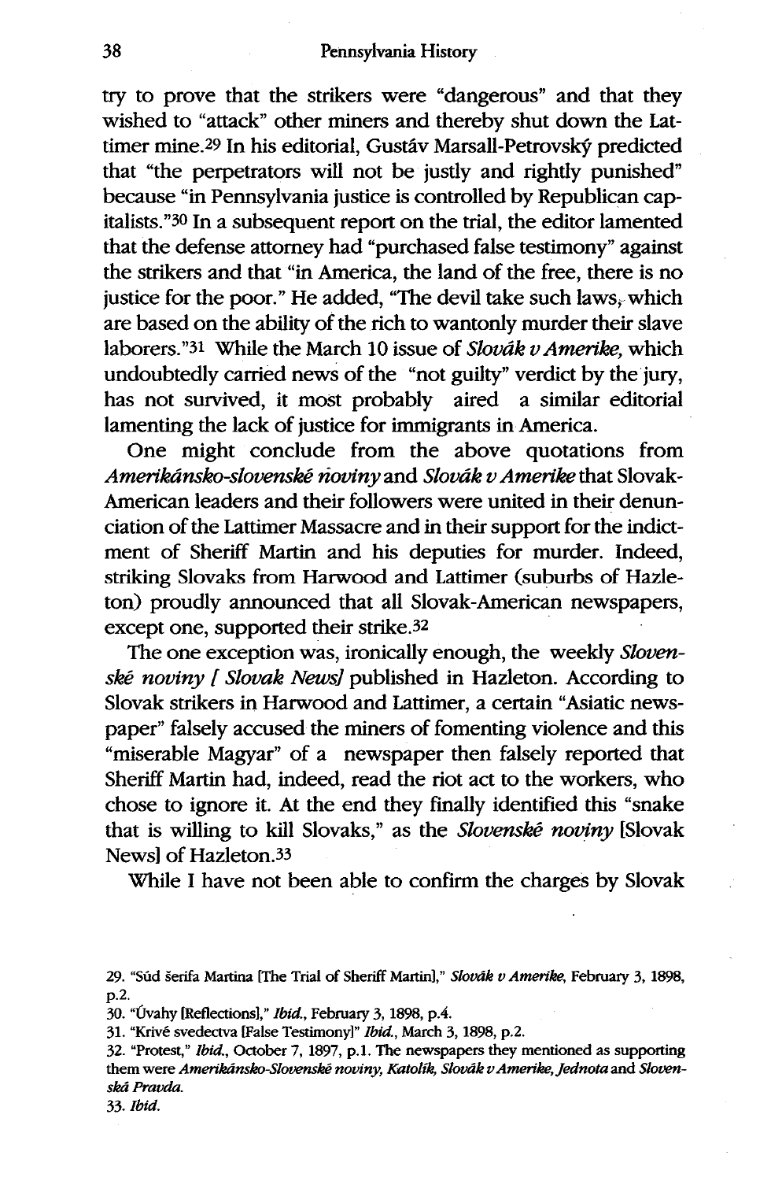try to prove that the strikers were "dangerous" and that they wished to "attack" other miners and thereby shut down the Lattimer mine.[29] In his editorial, Gustáv Marsall-Petrovský predicted that "the perpetrators will not be justly and rightly punished" because "in Pennsylvania justice is controlled by Republican capitalists."[30] In a subsequent report on the trial, the editor lamented that the defense attorney had "purchased false testimony" against the strikers and that "in America, the land of the free, there is no justice for the poor." He added, "The devil take such laws, which are based on the ability of the rich to wantonly murder their slave laborers."[31] While the March 10 issue of *Slovák v Amerike,* which undoubtedly carried news of the "not guilty" verdict by the jury, has not survived, it most probably aired a similar editorial lamenting the lack of justice for immigrants in America.

One might conclude from the above quotations from *Amerikánsko-slovenské noviny* and *Slovák v Amerike* that Slovak-American leaders and their followers were united in their denunciation of the Lattimer Massacre and in their support for the indictment of Sheriff Martin and his deputies for murder. Indeed, striking Slovaks from Harwood and Lattimer (suburbs of Hazleton) proudly announced that all Slovak-American newspapers, except one, supported their strike.[32]

The one exception was, ironically enough, the weekly *Slovenské noviny [ Slovak News]* published in Hazleton. According to Slovak strikers in Harwood and Lattimer, a certain "Asiatic newspaper" falsely accused the miners of fomenting violence and this "miserable Magyar" of a newspaper then falsely reported that Sheriff Martin had, indeed, read the riot act to the workers, who chose to ignore it. At the end they finally identified this "snake that is willing to kill Slovaks," as the *Slovenské noviny* [Slovak News] of Hazleton.[33]

While I have not been able to confirm the charges by Slovak

---

29. "Súd šerifa Martina [The Trial of Sheriff Martin]," *Slovák v Amerike,* February 3, 1898, p.2.

30. "Úvahy [Reflections]," *Ibid.,* February 3, 1898, p.4.

31. "Krivé svedectva [False Testimony]" *Ibid.,* March 3, 1898, p.2.

32. "Protest," *Ibid.,* October 7, 1897, p.1. The newspapers they mentioned as supporting them were *Amerikánsko-Slovenské noviny, Katolík, Slovák v Amerike, Jednota* and *Slovenská Pravda.*

33. *Ibid.*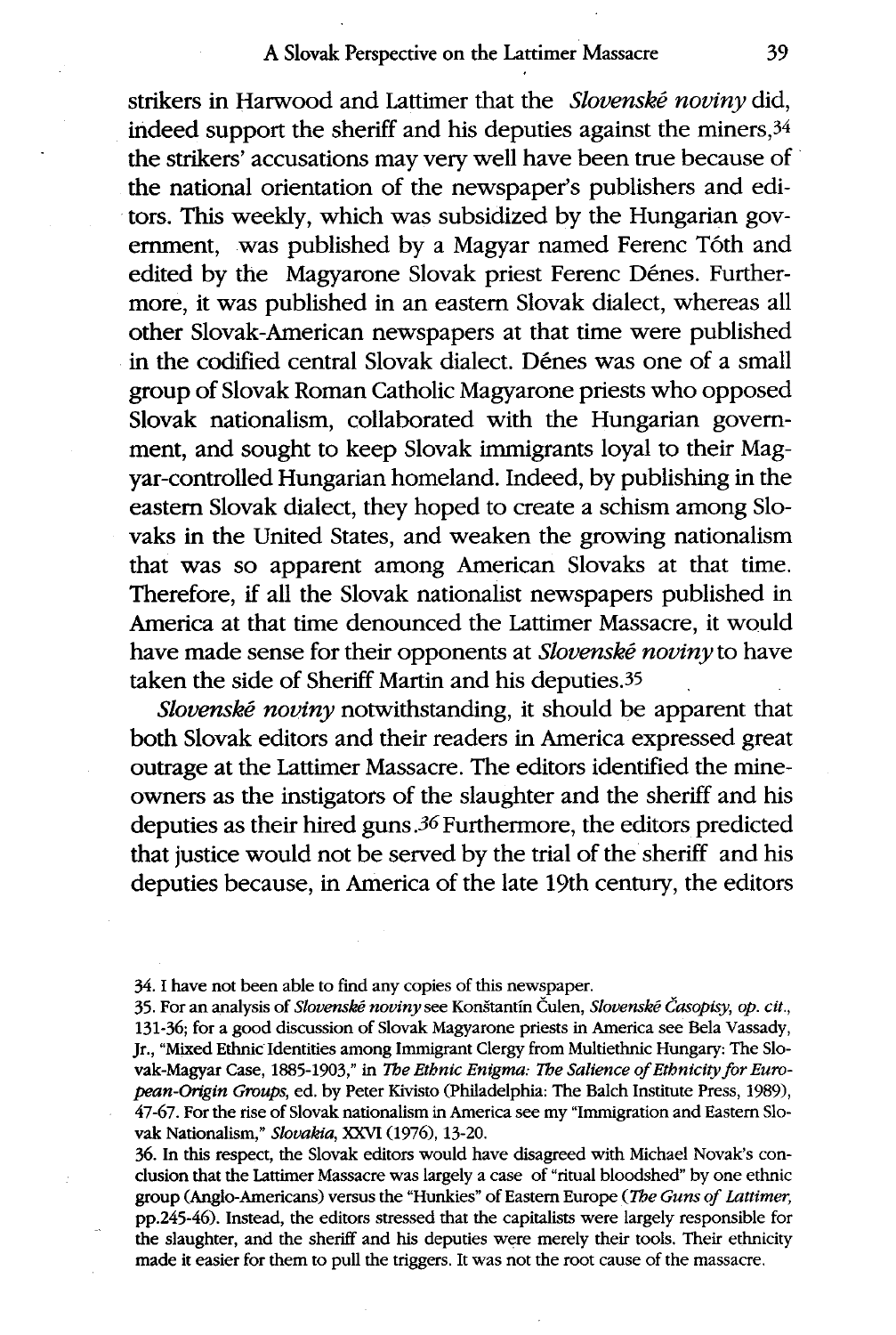strikers in Harwood and Lattimer that the *Slovenské noviny* did, indeed support the sheriff and his deputies against the miners,[34] the strikers' accusations may very well have been true because of the national orientation of the newspaper's publishers and editors. This weekly, which was subsidized by the Hungarian government, was published by a Magyar named Ferenc Tóth and edited by the Magyarone Slovak priest Ferenc Dénes. Furthermore, it was published in an eastern Slovak dialect, whereas all other Slovak-American newspapers at that time were published in the codified central Slovak dialect. Dénes was one of a small group of Slovak Roman Catholic Magyarone priests who opposed Slovak nationalism, collaborated with the Hungarian government, and sought to keep Slovak immigrants loyal to their Magyar-controlled Hungarian homeland. Indeed, by publishing in the eastern Slovak dialect, they hoped to create a schism among Slovaks in the United States, and weaken the growing nationalism that was so apparent among American Slovaks at that time. Therefore, if all the Slovak nationalist newspapers published in America at that time denounced the Lattimer Massacre, it would have made sense for their opponents at *Slovenské noviny* to have taken the side of Sheriff Martin and his deputies.[35]

*Slovenské noviny* notwithstanding, it should be apparent that both Slovak editors and their readers in America expressed great outrage at the Lattimer Massacre. The editors identified the mine-owners as the instigators of the slaughter and the sheriff and his deputies as their hired guns.[36] Furthermore, the editors predicted that justice would not be served by the trial of the sheriff and his deputies because, in America of the late 19th century, the editors

34. I have not been able to find any copies of this newspaper.

35. For an analysis of *Slovenské noviny* see Konštantín Čulen, *Slovenské Časopisy, op. cit.*, 131-36; for a good discussion of Slovak Magyarone priests in America see Bela Vassady, Jr., "Mixed Ethnic Identities among Immigrant Clergy from Multiethnic Hungary: The Slovak-Magyar Case, 1885-1903," in *The Ethnic Enigma: The Salience of Ethnicity for European-Origin Groups*, ed. by Peter Kivisto (Philadelphia: The Balch Institute Press, 1989), 47-67. For the rise of Slovak nationalism in America see my "Immigration and Eastern Slovak Nationalism," *Slovakia*, XXVI (1976), 13-20.

36. In this respect, the Slovak editors would have disagreed with Michael Novak's conclusion that the Lattimer Massacre was largely a case of "ritual bloodshed" by one ethnic group (Anglo-Americans) versus the "Hunkies" of Eastern Europe (*The Guns of Lattimer*, pp.245-46). Instead, the editors stressed that the capitalists were largely responsible for the slaughter, and the sheriff and his deputies were merely their tools. Their ethnicity made it easier for them to pull the triggers. It was not the root cause of the massacre.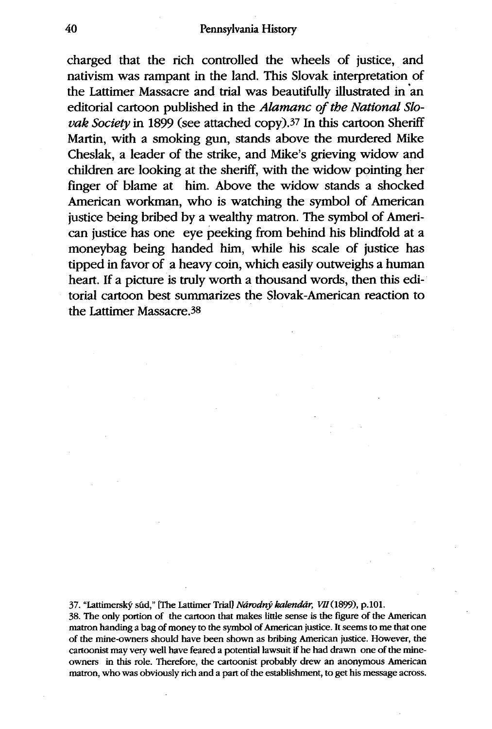charged that the rich controlled the wheels of justice, and nativism was rampant in the land. This Slovak interpretation of the Lattimer Massacre and trial was beautifully illustrated in an editorial cartoon published in the *Alamanc of the National Slovak Society* in 1899 (see attached copy).[37] In this cartoon Sheriff Martin, with a smoking gun, stands above the murdered Mike Cheslak, a leader of the strike, and Mike's grieving widow and children are looking at the sheriff, with the widow pointing her finger of blame at him. Above the widow stands a shocked American workman, who is watching the symbol of American justice being bribed by a wealthy matron. The symbol of American justice has one eye peeking from behind his blindfold at a moneybag being handed him, while his scale of justice has tipped in favor of a heavy coin, which easily outweighs a human heart. If a picture is truly worth a thousand words, then this editorial cartoon best summarizes the Slovak-American reaction to the Lattimer Massacre.[38]

37. "Lattimerský súd," [The Lattimer Trial] *Národný kalendár, VII* (1899), p.101.

38. The only portion of the cartoon that makes little sense is the figure of the American matron handing a bag of money to the symbol of American justice. It seems to me that one of the mine-owners should have been shown as bribing American justice. However, the cartoonist may very well have feared a potential lawsuit if he had drawn one of the mine-owners in this role. Therefore, the cartoonist probably drew an anonymous American matron, who was obviously rich and a part of the establishment, to get his message across.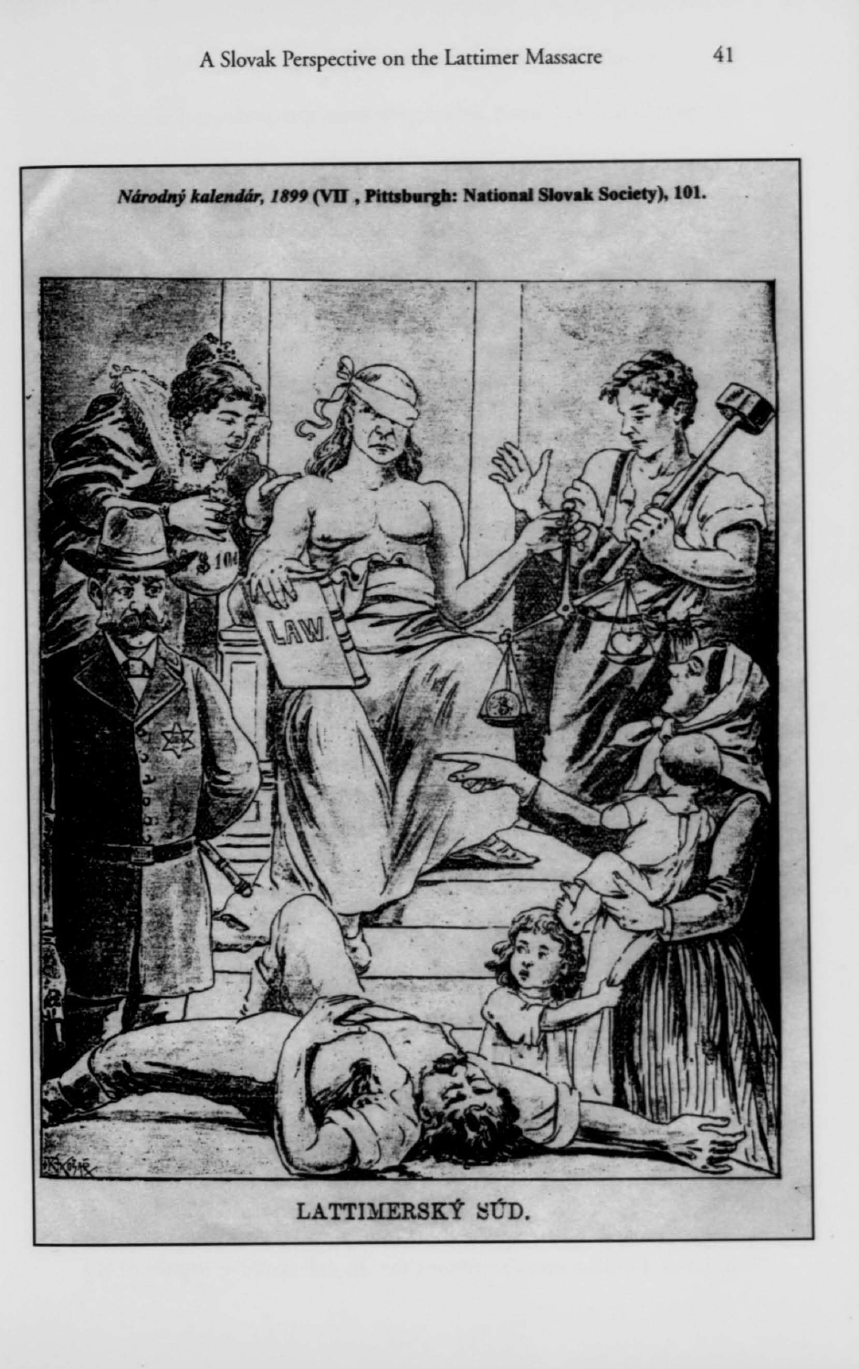*Národný kalendár, 1899* **(VII , Pittsburgh: National Slovak Society), 101.**

LATTIMERSKÝ SÚD.